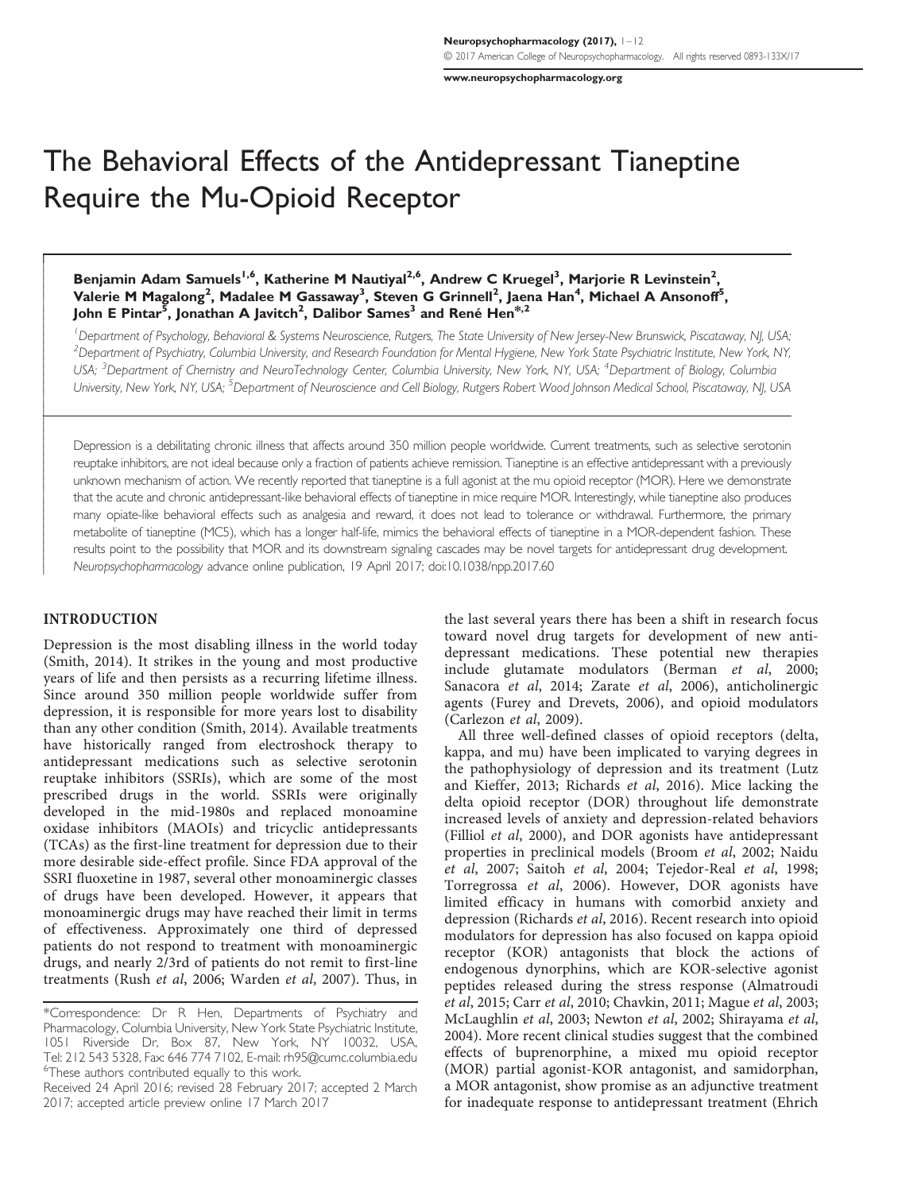# The Behavioral Effects of the Antidepressant Tianeptine Require the Mu-Opioid Receptor

**Benjamin Adam Samuels[1,6], Katherine M Nautiyal[2,6], Andrew C Kruegel[3], Marjorie R Levinstein[2], Valerie M Magalong[2], Madalee M Gassaway[3], Steven G Grinnell[2], Jaena Han[4], Michael A Ansonoff[5], John E Pintar[5], Jonathan A Javitch[2], Dalibor Sames[3] and René Hen*[,2]**

[1]Department of Psychology, Behavioral & Systems Neuroscience, Rutgers, The State University of New Jersey-New Brunswick, Piscataway, NJ, USA; [2]Department of Psychiatry, Columbia University, and Research Foundation for Mental Hygiene, New York State Psychiatric Institute, New York, NY, USA; [3]Department of Chemistry and NeuroTechnology Center, Columbia University, New York, NY, USA; [4]Department of Biology, Columbia University, New York, NY, USA; [5]Department of Neuroscience and Cell Biology, Rutgers Robert Wood Johnson Medical School, Piscataway, NJ, USA

Depression is a debilitating chronic illness that affects around 350 million people worldwide. Current treatments, such as selective serotonin reuptake inhibitors, are not ideal because only a fraction of patients achieve remission. Tianeptine is an effective antidepressant with a previously unknown mechanism of action. We recently reported that tianeptine is a full agonist at the mu opioid receptor (MOR). Here we demonstrate that the acute and chronic antidepressant-like behavioral effects of tianeptine in mice require MOR. Interestingly, while tianeptine also produces many opiate-like behavioral effects such as analgesia and reward, it does not lead to tolerance or withdrawal. Furthermore, the primary metabolite of tianeptine (MC5), which has a longer half-life, mimics the behavioral effects of tianeptine in a MOR-dependent fashion. These results point to the possibility that MOR and its downstream signaling cascades may be novel targets for antidepressant drug development.

*Neuropsychopharmacology* advance online publication, 19 April 2017; doi:10.1038/npp.2017.60

## INTRODUCTION

Depression is the most disabling illness in the world today (Smith, 2014). It strikes in the young and most productive years of life and then persists as a recurring lifetime illness. Since around 350 million people worldwide suffer from depression, it is responsible for more years lost to disability than any other condition (Smith, 2014). Available treatments have historically ranged from electroshock therapy to antidepressant medications such as selective serotonin reuptake inhibitors (SSRIs), which are some of the most prescribed drugs in the world. SSRIs were originally developed in the mid-1980s and replaced monoamine oxidase inhibitors (MAOIs) and tricyclic antidepressants (TCAs) as the first-line treatment for depression due to their more desirable side-effect profile. Since FDA approval of the SSRI fluoxetine in 1987, several other monoaminergic classes of drugs have been developed. However, it appears that monoaminergic drugs may have reached their limit in terms of effectiveness. Approximately one third of depressed patients do not respond to treatment with monoaminergic drugs, and nearly 2/3rd of patients do not remit to first-line treatments (Rush *et al*, 2006; Warden *et al*, 2007). Thus, in the last several years there has been a shift in research focus toward novel drug targets for development of new antidepressant medications. These potential new therapies include glutamate modulators (Berman *et al*, 2000; Sanacora *et al*, 2014; Zarate *et al*, 2006), anticholinergic agents (Furey and Drevets, 2006), and opioid modulators (Carlezon *et al*, 2009).

All three well-defined classes of opioid receptors (delta, kappa, and mu) have been implicated to varying degrees in the pathophysiology of depression and its treatment (Lutz and Kieffer, 2013; Richards *et al*, 2016). Mice lacking the delta opioid receptor (DOR) throughout life demonstrate increased levels of anxiety and depression-related behaviors (Filliol *et al*, 2000), and DOR agonists have antidepressant properties in preclinical models (Broom *et al*, 2002; Naidu *et al*, 2007; Saitoh *et al*, 2004; Tejedor-Real *et al*, 1998; Torregrossa *et al*, 2006). However, DOR agonists have limited efficacy in humans with comorbid anxiety and depression (Richards *et al*, 2016). Recent research into opioid modulators for depression has also focused on kappa opioid receptor (KOR) antagonists that block the actions of endogenous dynorphins, which are KOR-selective agonist peptides released during the stress response (Almatroudi *et al*, 2015; Carr *et al*, 2010; Chavkin, 2011; Mague *et al*, 2003; McLaughlin *et al*, 2003; Newton *et al*, 2002; Shirayama *et al*, 2004). More recent clinical studies suggest that the combined effects of buprenorphine, a mixed mu opioid receptor (MOR) partial agonist-KOR antagonist, and samidorphan, a MOR antagonist, show promise as an adjunctive treatment for inadequate response to antidepressant treatment (Ehrich

*Correspondence: Dr R Hen, Departments of Psychiatry and Pharmacology, Columbia University, New York State Psychiatric Institute, 1051 Riverside Dr, Box 87, New York, NY 10032, USA, Tel: 212 543 5328, Fax: 646 774 7102, E-mail: rh95@cumc.columbia.edu

[6]These authors contributed equally to this work.

Received 24 April 2016; revised 28 February 2017; accepted 2 March 2017; accepted article preview online 17 March 2017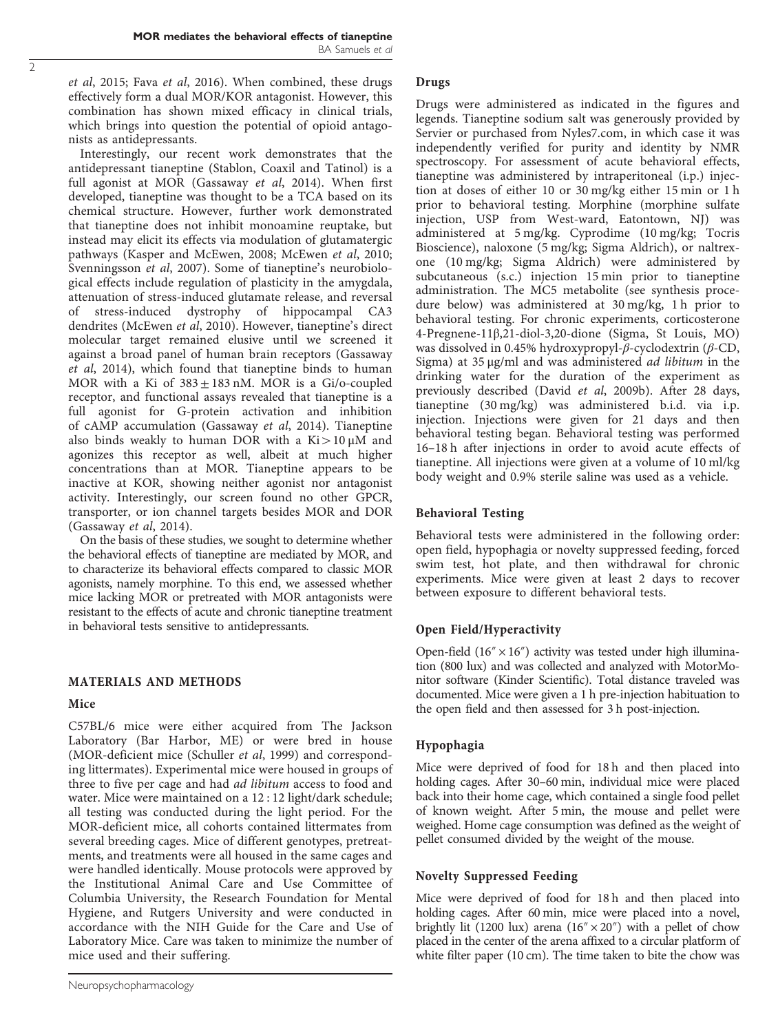*et al*, 2015; Fava *et al*, 2016). When combined, these drugs effectively form a dual MOR/KOR antagonist. However, this combination has shown mixed efficacy in clinical trials, which brings into question the potential of opioid antagonists as antidepressants.

Interestingly, our recent work demonstrates that the antidepressant tianeptine (Stablon, Coaxil and Tatinol) is a full agonist at MOR (Gassaway *et al*, 2014). When first developed, tianeptine was thought to be a TCA based on its chemical structure. However, further work demonstrated that tianeptine does not inhibit monoamine reuptake, but instead may elicit its effects via modulation of glutamatergic pathways (Kasper and McEwen, 2008; McEwen *et al*, 2010; Svenningsson *et al*, 2007). Some of tianeptine's neurobiological effects include regulation of plasticity in the amygdala, attenuation of stress-induced glutamate release, and reversal of stress-induced dystrophy of hippocampal CA3 dendrites (McEwen *et al*, 2010). However, tianeptine's direct molecular target remained elusive until we screened it against a broad panel of human brain receptors (Gassaway *et al*, 2014), which found that tianeptine binds to human MOR with a Ki of $383 \pm 183$ nM. MOR is a Gi/o-coupled receptor, and functional assays revealed that tianeptine is a full agonist for G-protein activation and inhibition of cAMP accumulation (Gassaway *et al*, 2014). Tianeptine also binds weakly to human DOR with a Ki $> 10\,\mu$M and agonizes this receptor as well, albeit at much higher concentrations than at MOR. Tianeptine appears to be inactive at KOR, showing neither agonist nor antagonist activity. Interestingly, our screen found no other GPCR, transporter, or ion channel targets besides MOR and DOR (Gassaway *et al*, 2014).

On the basis of these studies, we sought to determine whether the behavioral effects of tianeptine are mediated by MOR, and to characterize its behavioral effects compared to classic MOR agonists, namely morphine. To this end, we assessed whether mice lacking MOR or pretreated with MOR antagonists were resistant to the effects of acute and chronic tianeptine treatment in behavioral tests sensitive to antidepressants.

## MATERIALS AND METHODS

### Mice

C57BL/6 mice were either acquired from The Jackson Laboratory (Bar Harbor, ME) or were bred in house (MOR-deficient mice (Schuller *et al*, 1999) and corresponding littermates). Experimental mice were housed in groups of three to five per cage and had *ad libitum* access to food and water. Mice were maintained on a 12 : 12 light/dark schedule; all testing was conducted during the light period. For the MOR-deficient mice, all cohorts contained littermates from several breeding cages. Mice of different genotypes, pretreatments, and treatments were all housed in the same cages and were handled identically. Mouse protocols were approved by the Institutional Animal Care and Use Committee of Columbia University, the Research Foundation for Mental Hygiene, and Rutgers University and were conducted in accordance with the NIH Guide for the Care and Use of Laboratory Mice. Care was taken to minimize the number of mice used and their suffering.

### Drugs

Drugs were administered as indicated in the figures and legends. Tianeptine sodium salt was generously provided by Servier or purchased from Nyles7.com, in which case it was independently verified for purity and identity by NMR spectroscopy. For assessment of acute behavioral effects, tianeptine was administered by intraperitoneal (i.p.) injection at doses of either 10 or 30 mg/kg either 15 min or 1 h prior to behavioral testing. Morphine (morphine sulfate injection, USP from West-ward, Eatontown, NJ) was administered at 5 mg/kg. Cyprodime (10 mg/kg; Tocris Bioscience), naloxone (5 mg/kg; Sigma Aldrich), or naltrexone (10 mg/kg; Sigma Aldrich) were administered by subcutaneous (s.c.) injection 15 min prior to tianeptine administration. The MC5 metabolite (see synthesis procedure below) was administered at 30 mg/kg, 1 h prior to behavioral testing. For chronic experiments, corticosterone 4-Pregnene-11β,21-diol-3,20-dione (Sigma, St Louis, MO) was dissolved in 0.45% hydroxypropyl-*β*-cyclodextrin (*β*-CD, Sigma) at 35 μg/ml and was administered *ad libitum* in the drinking water for the duration of the experiment as previously described (David *et al*, 2009b). After 28 days, tianeptine (30 mg/kg) was administered b.i.d. via i.p. injection. Injections were given for 21 days and then behavioral testing began. Behavioral testing was performed 16–18 h after injections in order to avoid acute effects of tianeptine. All injections were given at a volume of 10 ml/kg body weight and 0.9% sterile saline was used as a vehicle.

### Behavioral Testing

Behavioral tests were administered in the following order: open field, hypophagia or novelty suppressed feeding, forced swim test, hot plate, and then withdrawal for chronic experiments. Mice were given at least 2 days to recover between exposure to different behavioral tests.

### Open Field/Hyperactivity

Open-field (16″ × 16″) activity was tested under high illumination (800 lux) and was collected and analyzed with MotorMonitor software (Kinder Scientific). Total distance traveled was documented. Mice were given a 1 h pre-injection habituation to the open field and then assessed for 3 h post-injection.

### Hypophagia

Mice were deprived of food for 18 h and then placed into holding cages. After 30–60 min, individual mice were placed back into their home cage, which contained a single food pellet of known weight. After 5 min, the mouse and pellet were weighed. Home cage consumption was defined as the weight of pellet consumed divided by the weight of the mouse.

### Novelty Suppressed Feeding

Mice were deprived of food for 18 h and then placed into holding cages. After 60 min, mice were placed into a novel, brightly lit (1200 lux) arena (16″ × 20″) with a pellet of chow placed in the center of the arena affixed to a circular platform of white filter paper (10 cm). The time taken to bite the chow was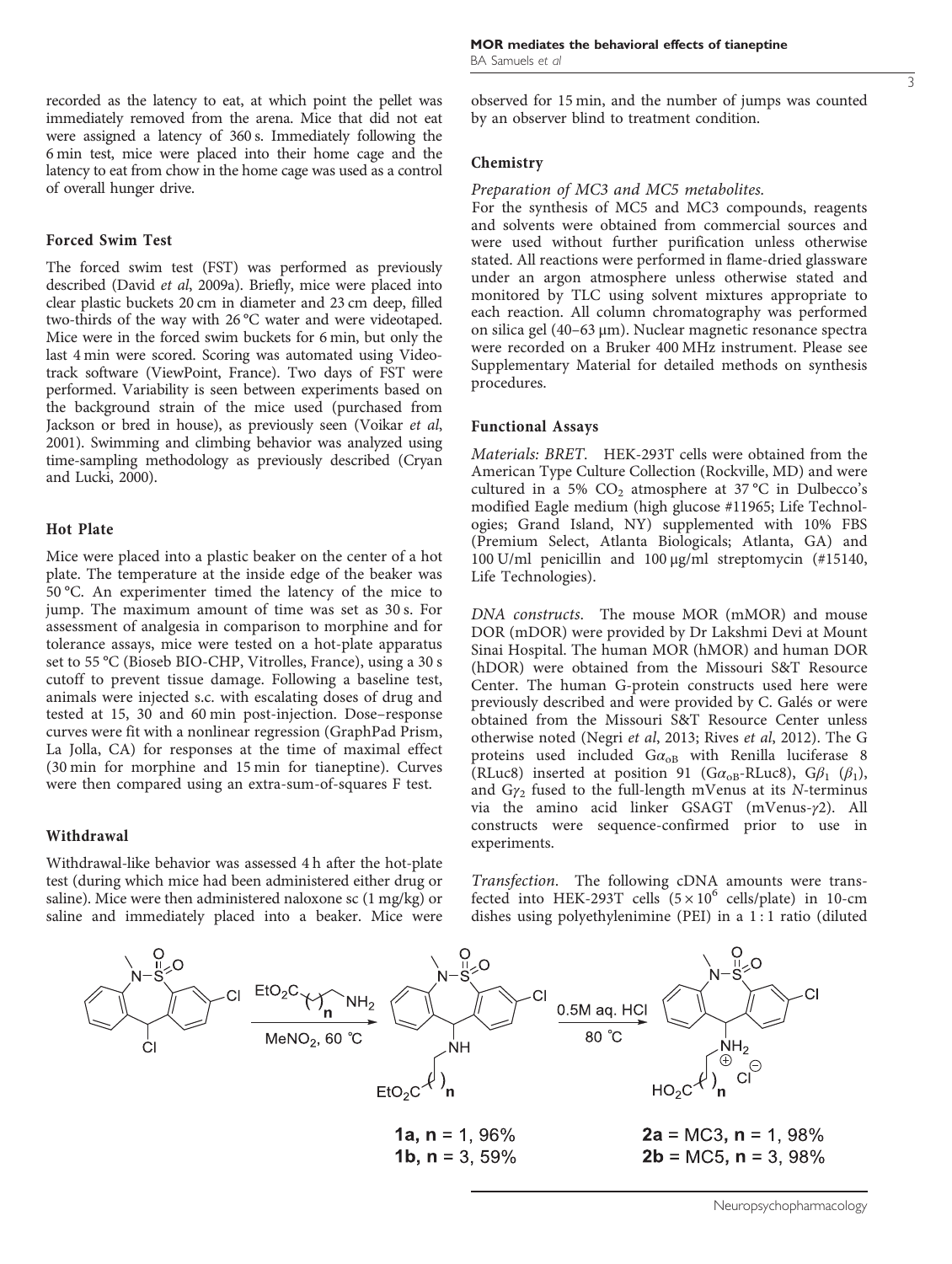recorded as the latency to eat, at which point the pellet was immediately removed from the arena. Mice that did not eat were assigned a latency of 360 s. Immediately following the 6 min test, mice were placed into their home cage and the latency to eat from chow in the home cage was used as a control of overall hunger drive.

### Forced Swim Test

The forced swim test (FST) was performed as previously described (David *et al*, 2009a). Briefly, mice were placed into clear plastic buckets 20 cm in diameter and 23 cm deep, filled two-thirds of the way with 26 °C water and were videotaped. Mice were in the forced swim buckets for 6 min, but only the last 4 min were scored. Scoring was automated using Videotrack software (ViewPoint, France). Two days of FST were performed. Variability is seen between experiments based on the background strain of the mice used (purchased from Jackson or bred in house), as previously seen (Voikar *et al*, 2001). Swimming and climbing behavior was analyzed using time-sampling methodology as previously described (Cryan and Lucki, 2000).

### Hot Plate

Mice were placed into a plastic beaker on the center of a hot plate. The temperature at the inside edge of the beaker was 50 °C. An experimenter timed the latency of the mice to jump. The maximum amount of time was set as 30 s. For assessment of analgesia in comparison to morphine and for tolerance assays, mice were tested on a hot-plate apparatus set to 55 °C (Bioseb BIO-CHP, Vitrolles, France), using a 30 s cutoff to prevent tissue damage. Following a baseline test, animals were injected s.c. with escalating doses of drug and tested at 15, 30 and 60 min post-injection. Dose–response curves were fit with a nonlinear regression (GraphPad Prism, La Jolla, CA) for responses at the time of maximal effect (30 min for morphine and 15 min for tianeptine). Curves were then compared using an extra-sum-of-squares F test.

### Withdrawal

Withdrawal-like behavior was assessed 4 h after the hot-plate test (during which mice had been administered either drug or saline). Mice were then administered naloxone sc (1 mg/kg) or saline and immediately placed into a beaker. Mice were observed for 15 min, and the number of jumps was counted by an observer blind to treatment condition.

### Chemistry

*Preparation of MC3 and MC5 metabolites.*
For the synthesis of MC5 and MC3 compounds, reagents and solvents were obtained from commercial sources and were used without further purification unless otherwise stated. All reactions were performed in flame-dried glassware under an argon atmosphere unless otherwise stated and monitored by TLC using solvent mixtures appropriate to each reaction. All column chromatography was performed on silica gel (40–63 μm). Nuclear magnetic resonance spectra were recorded on a Bruker 400 MHz instrument. Please see Supplementary Material for detailed methods on synthesis procedures.

### Functional Assays

*Materials: BRET.* HEK-293T cells were obtained from the American Type Culture Collection (Rockville, MD) and were cultured in a 5% $CO_2$ atmosphere at 37 °C in Dulbecco's modified Eagle medium (high glucose #11965; Life Technologies; Grand Island, NY) supplemented with 10% FBS (Premium Select, Atlanta Biologicals; Atlanta, GA) and 100 U/ml penicillin and 100 μg/ml streptomycin (#15140, Life Technologies).

*DNA constructs.* The mouse MOR (mMOR) and mouse DOR (mDOR) were provided by Dr Lakshmi Devi at Mount Sinai Hospital. The human MOR (hMOR) and human DOR (hDOR) were obtained from the Missouri S&T Resource Center. The human G-protein constructs used here were previously described and were provided by C. Galés or were obtained from the Missouri S&T Resource Center unless otherwise noted (Negri *et al*, 2013; Rives *et al*, 2012). The G proteins used included $G\alpha_{oB}$ with Renilla luciferase 8 (RLuc8) inserted at position 91 ($G\alpha_{oB}$-RLuc8), $G\beta_1$ ($\beta_1$), and $G\gamma_2$ fused to the full-length mVenus at its *N*-terminus via the amino acid linker GSAGT (mVenus-$\gamma$2). All constructs were sequence-confirmed prior to use in experiments.

*Transfection.* The following cDNA amounts were transfected into HEK-293T cells ($5 \times 10^6$ cells/plate) in 10-cm dishes using polyethylenimine (PEI) in a 1 : 1 ratio (diluted

EtO₂C(CH₂)ₙCH₂NH₂, MeNO₂, 60 °C → 0.5M aq. HCl, 80 °C

**1a**, n = 1, 96%
**1b**, n = 3, 59%

**2a** = MC3, n = 1, 98%
**2b** = MC5, n = 3, 98%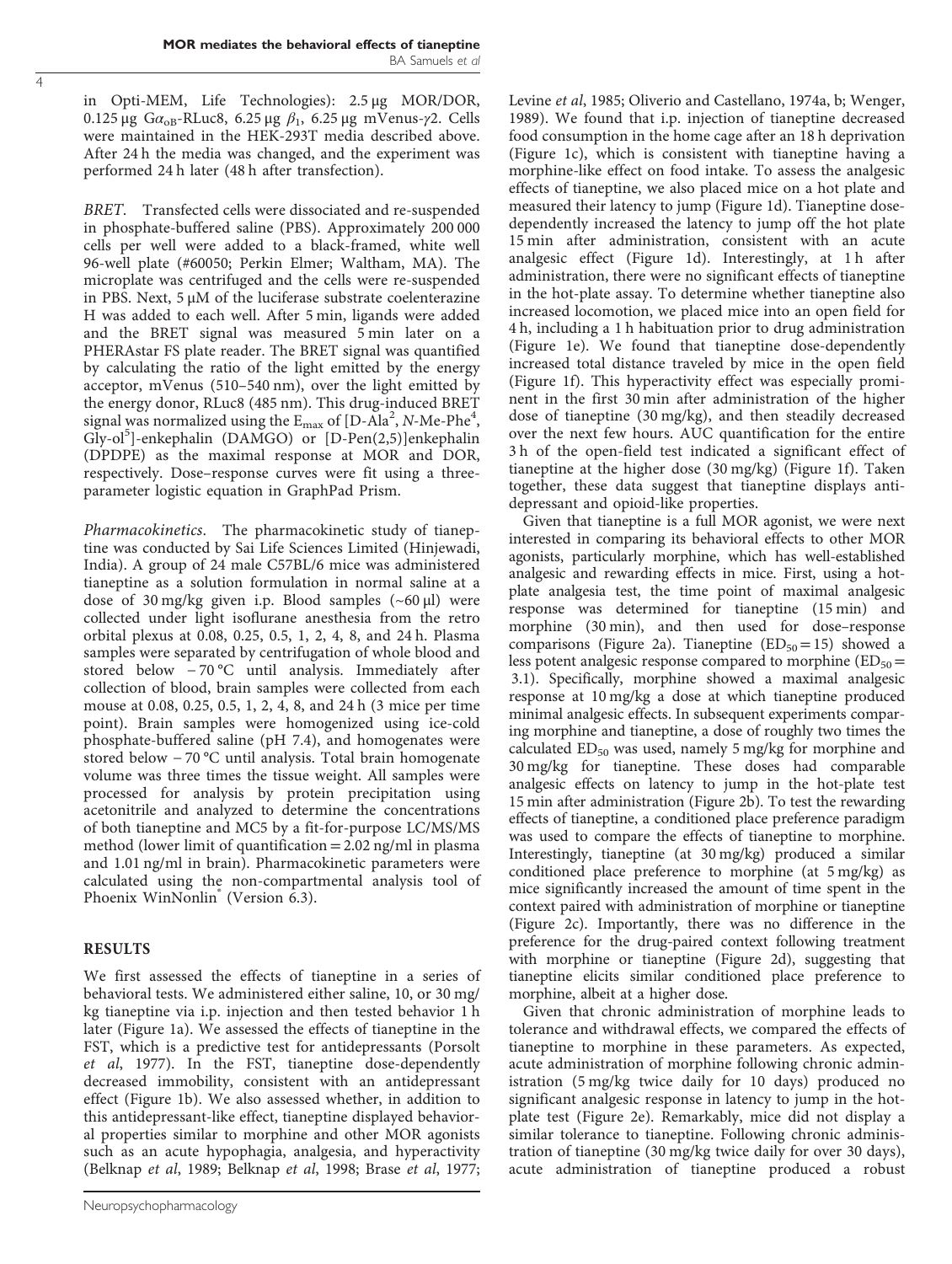in Opti-MEM, Life Technologies): 2.5 μg MOR/DOR, 0.125 μg $G\alpha_{oB}$-RLuc8, 6.25 μg $\beta_1$, 6.25 μg mVenus-$\gamma$2. Cells were maintained in the HEK-293T media described above. After 24 h the media was changed, and the experiment was performed 24 h later (48 h after transfection).

*BRET*. Transfected cells were dissociated and re-suspended in phosphate-buffered saline (PBS). Approximately 200 000 cells per well were added to a black-framed, white well 96-well plate (#60050; Perkin Elmer; Waltham, MA). The microplate was centrifuged and the cells were re-suspended in PBS. Next, 5 μM of the luciferase substrate coelenterazine H was added to each well. After 5 min, ligands were added and the BRET signal was measured 5 min later on a PHERAstar FS plate reader. The BRET signal was quantified by calculating the ratio of the light emitted by the energy acceptor, mVenus (510–540 nm), over the light emitted by the energy donor, RLuc8 (485 nm). This drug-induced BRET signal was normalized using the $E_{max}$ of [D-Ala$^2$, *N*-Me-Phe$^4$, Gly-ol$^5$]-enkephalin (DAMGO) or [D-Pen(2,5)]enkephalin (DPDPE) as the maximal response at MOR and DOR, respectively. Dose–response curves were fit using a three-parameter logistic equation in GraphPad Prism.

*Pharmacokinetics*. The pharmacokinetic study of tianeptine was conducted by Sai Life Sciences Limited (Hinjewadi, India). A group of 24 male C57BL/6 mice was administered tianeptine as a solution formulation in normal saline at a dose of 30 mg/kg given i.p. Blood samples (~60 μl) were collected under light isoflurane anesthesia from the retro orbital plexus at 0.08, 0.25, 0.5, 1, 2, 4, 8, and 24 h. Plasma samples were separated by centrifugation of whole blood and stored below −70 °C until analysis. Immediately after collection of blood, brain samples were collected from each mouse at 0.08, 0.25, 0.5, 1, 2, 4, 8, and 24 h (3 mice per time point). Brain samples were homogenized using ice-cold phosphate-buffered saline (pH 7.4), and homogenates were stored below −70 °C until analysis. Total brain homogenate volume was three times the tissue weight. All samples were processed for analysis by protein precipitation using acetonitrile and analyzed to determine the concentrations of both tianeptine and MC5 by a fit-for-purpose LC/MS/MS method (lower limit of quantification = 2.02 ng/ml in plasma and 1.01 ng/ml in brain). Pharmacokinetic parameters were calculated using the non-compartmental analysis tool of Phoenix WinNonlin® (Version 6.3).

## RESULTS

We first assessed the effects of tianeptine in a series of behavioral tests. We administered either saline, 10, or 30 mg/kg tianeptine via i.p. injection and then tested behavior 1 h later (Figure 1a). We assessed the effects of tianeptine in the FST, which is a predictive test for antidepressants (Porsolt *et al*, 1977). In the FST, tianeptine dose-dependently decreased immobility, consistent with an antidepressant effect (Figure 1b). We also assessed whether, in addition to this antidepressant-like effect, tianeptine displayed behavioral properties similar to morphine and other MOR agonists such as an acute hypophagia, analgesia, and hyperactivity (Belknap *et al*, 1989; Belknap *et al*, 1998; Brase *et al*, 1977; Levine *et al*, 1985; Oliverio and Castellano, 1974a, b; Wenger, 1989). We found that i.p. injection of tianeptine decreased food consumption in the home cage after an 18 h deprivation (Figure 1c), which is consistent with tianeptine having a morphine-like effect on food intake. To assess the analgesic effects of tianeptine, we also placed mice on a hot plate and measured their latency to jump (Figure 1d). Tianeptine dose-dependently increased the latency to jump off the hot plate 15 min after administration, consistent with an acute analgesic effect (Figure 1d). Interestingly, at 1 h after administration, there were no significant effects of tianeptine in the hot-plate assay. To determine whether tianeptine also increased locomotion, we placed mice into an open field for 4 h, including a 1 h habituation prior to drug administration (Figure 1e). We found that tianeptine dose-dependently increased total distance traveled by mice in the open field (Figure 1f). This hyperactivity effect was especially prominent in the first 30 min after administration of the higher dose of tianeptine (30 mg/kg), and then steadily decreased over the next few hours. AUC quantification for the entire 3 h of the open-field test indicated a significant effect of tianeptine at the higher dose (30 mg/kg) (Figure 1f). Taken together, these data suggest that tianeptine displays antidepressant and opioid-like properties.

Given that tianeptine is a full MOR agonist, we were next interested in comparing its behavioral effects to other MOR agonists, particularly morphine, which has well-established analgesic and rewarding effects in mice. First, using a hot-plate analgesia test, the time point of maximal analgesic response was determined for tianeptine (15 min) and morphine (30 min), and then used for dose–response comparisons (Figure 2a). Tianeptine ($ED_{50}$ = 15) showed a less potent analgesic response compared to morphine ($ED_{50}$ = 3.1). Specifically, morphine showed a maximal analgesic response at 10 mg/kg a dose at which tianeptine produced minimal analgesic effects. In subsequent experiments comparing morphine and tianeptine, a dose of roughly two times the calculated $ED_{50}$ was used, namely 5 mg/kg for morphine and 30 mg/kg for tianeptine. These doses had comparable analgesic effects on latency to jump in the hot-plate test 15 min after administration (Figure 2b). To test the rewarding effects of tianeptine, a conditioned place preference paradigm was used to compare the effects of tianeptine to morphine. Interestingly, tianeptine (at 30 mg/kg) produced a similar conditioned place preference to morphine (at 5 mg/kg) as mice significantly increased the amount of time spent in the context paired with administration of morphine or tianeptine (Figure 2c). Importantly, there was no difference in the preference for the drug-paired context following treatment with morphine or tianeptine (Figure 2d), suggesting that tianeptine elicits similar conditioned place preference to morphine, albeit at a higher dose.

Given that chronic administration of morphine leads to tolerance and withdrawal effects, we compared the effects of tianeptine to morphine in these parameters. As expected, acute administration of morphine following chronic administration (5 mg/kg twice daily for 10 days) produced no significant analgesic response in latency to jump in the hot-plate test (Figure 2e). Remarkably, mice did not display a similar tolerance to tianeptine. Following chronic administration of tianeptine (30 mg/kg twice daily for over 30 days), acute administration of tianeptine produced a robust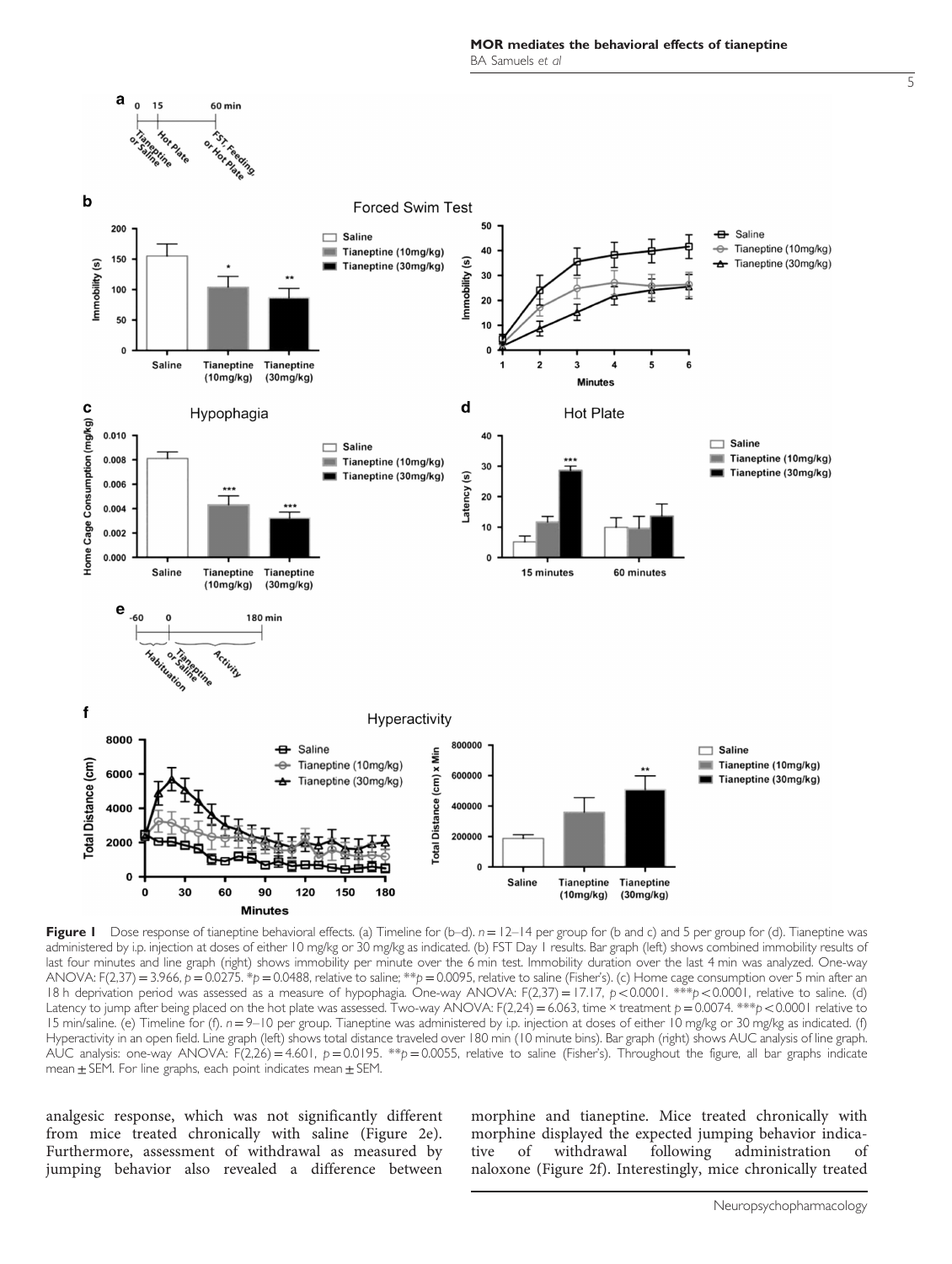**Figure 1** Dose response of tianeptine behavioral effects. (a) Timeline for (b–d). $n = 12–14$ per group for (b and c) and 5 per group for (d). Tianeptine was administered by i.p. injection at doses of either 10 mg/kg or 30 mg/kg as indicated. (b) FST Day 1 results. Bar graph (left) shows combined immobility results of last four minutes and line graph (right) shows immobility per minute over the 6 min test. Immobility duration over the last 4 min was analyzed. One-way ANOVA: $F(2,37) = 3.966$, $p = 0.0275$. *$p = 0.0488$, relative to saline; **$p = 0.0095$, relative to saline (Fisher's). (c) Home cage consumption over 5 min after an 18 h deprivation period was assessed as a measure of hypophagia. One-way ANOVA: $F(2,37) = 17.17$, $p < 0.0001$. ***$p < 0.0001$, relative to saline. (d) Latency to jump after being placed on the hot plate was assessed. Two-way ANOVA: $F(2,24) = 6.063$, time × treatment $p = 0.0074$. ***$p < 0.0001$ relative to 15 min/saline. (e) Timeline for (f). $n = 9–10$ per group. Tianeptine was administered by i.p. injection at doses of either 10 mg/kg or 30 mg/kg as indicated. (f) Hyperactivity in an open field. Line graph (left) shows total distance traveled over 180 min (10 minute bins). Bar graph (right) shows AUC analysis of line graph. AUC analysis: one-way ANOVA: $F(2,26) = 4.601$, $p = 0.0195$. **$p = 0.0055$, relative to saline (Fisher's). Throughout the figure, all bar graphs indicate mean ± SEM. For line graphs, each point indicates mean ± SEM.

analgesic response, which was not significantly different from mice treated chronically with saline (Figure 2e). Furthermore, assessment of withdrawal as measured by jumping behavior also revealed a difference between morphine and tianeptine. Mice treated chronically with morphine displayed the expected jumping behavior indicative of withdrawal following administration of naloxone (Figure 2f). Interestingly, mice chronically treated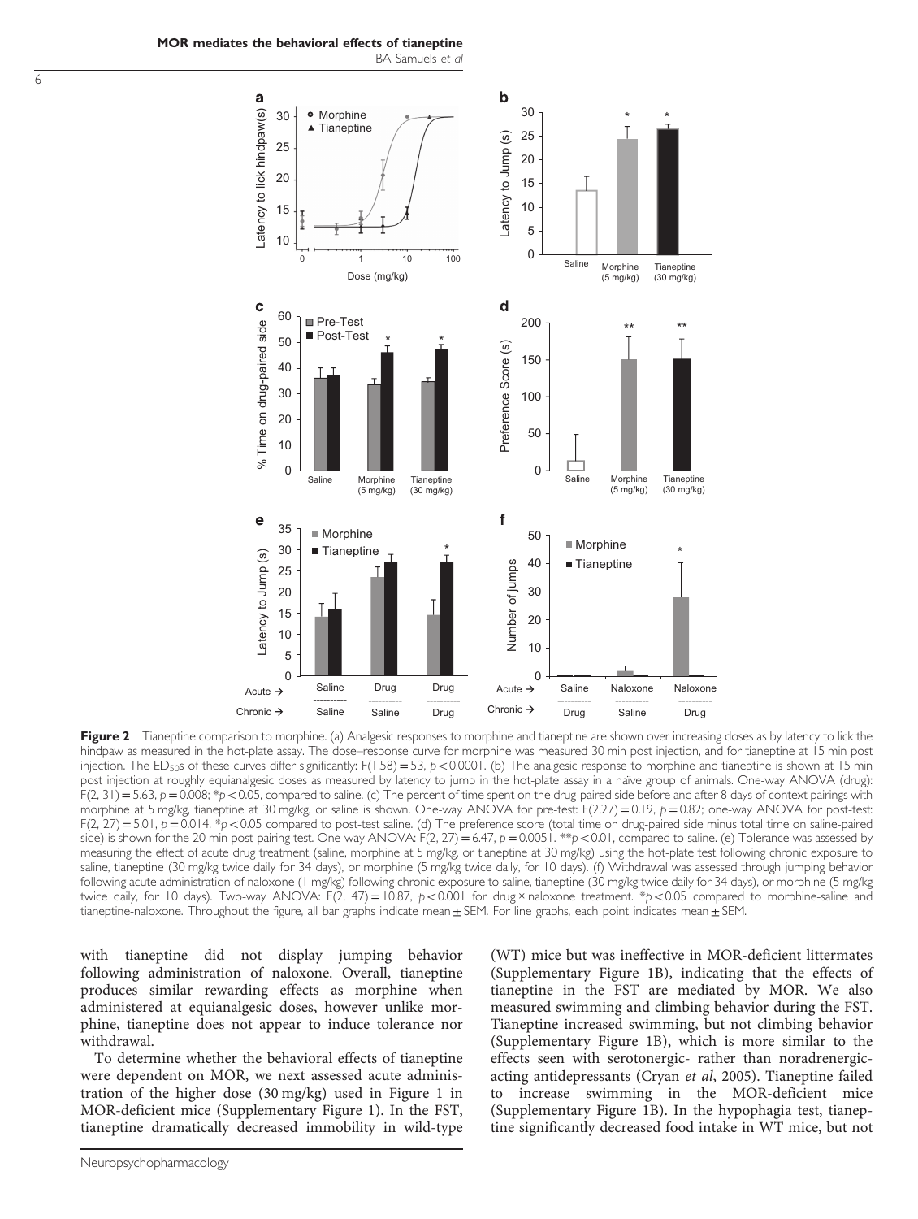**Figure 2** Tianeptine comparison to morphine. (a) Analgesic responses to morphine and tianeptine are shown over increasing doses as by latency to lick the hindpaw as measured in the hot-plate assay. The dose–response curve for morphine was measured 30 min post injection, and for tianeptine at 15 min post injection. The $ED_{50}$s of these curves differ significantly: $F(1,58) = 53$, $p < 0.0001$. (b) The analgesic response to morphine and tianeptine is shown at 15 min post injection at roughly equianalgesic doses as measured by latency to jump in the hot-plate assay in a naïve group of animals. One-way ANOVA (drug): $F(2, 31) = 5.63$, $p = 0.008$; $^{*}p < 0.05$, compared to saline. (c) The percent of time spent on the drug-paired side before and after 8 days of context pairings with morphine at 5 mg/kg, tianeptine at 30 mg/kg, or saline is shown. One-way ANOVA for pre-test: $F(2,27) = 0.19$, $p = 0.82$; one-way ANOVA for post-test: $F(2, 27) = 5.01$, $p = 0.014$. $^{*}p < 0.05$ compared to post-test saline. (d) The preference score (total time on drug-paired side minus total time on saline-paired side) is shown for the 20 min post-pairing test. One-way ANOVA: $F(2, 27) = 6.47$, $p = 0.0051$. $^{**}p < 0.01$, compared to saline. (e) Tolerance was assessed by measuring the effect of acute drug treatment (saline, morphine at 5 mg/kg, or tianeptine at 30 mg/kg) using the hot-plate test following chronic exposure to saline, tianeptine (30 mg/kg twice daily for 34 days), or morphine (5 mg/kg twice daily, for 10 days). (f) Withdrawal was assessed through jumping behavior following acute administration of naloxone (1 mg/kg) following chronic exposure to saline, tianeptine (30 mg/kg twice daily for 34 days), or morphine (5 mg/kg twice daily, for 10 days). Two-way ANOVA: $F(2, 47) = 10.87$, $p < 0.001$ for drug × naloxone treatment. $^{*}p < 0.05$ compared to morphine-saline and tianeptine-naloxone. Throughout the figure, all bar graphs indicate mean ± SEM. For line graphs, each point indicates mean ± SEM.

with tianeptine did not display jumping behavior following administration of naloxone. Overall, tianeptine produces similar rewarding effects as morphine when administered at equianalgesic doses, however unlike morphine, tianeptine does not appear to induce tolerance nor withdrawal.

To determine whether the behavioral effects of tianeptine were dependent on MOR, we next assessed acute administration of the higher dose (30 mg/kg) used in Figure 1 in MOR-deficient mice (Supplementary Figure 1). In the FST, tianeptine dramatically decreased immobility in wild-type (WT) mice but was ineffective in MOR-deficient littermates (Supplementary Figure 1B), indicating that the effects of tianeptine in the FST are mediated by MOR. We also measured swimming and climbing behavior during the FST. Tianeptine increased swimming, but not climbing behavior (Supplementary Figure 1B), which is more similar to the effects seen with serotonergic- rather than noradrenergic-acting antidepressants (Cryan *et al*, 2005). Tianeptine failed to increase swimming in the MOR-deficient mice (Supplementary Figure 1B). In the hypophagia test, tianeptine significantly decreased food intake in WT mice, but not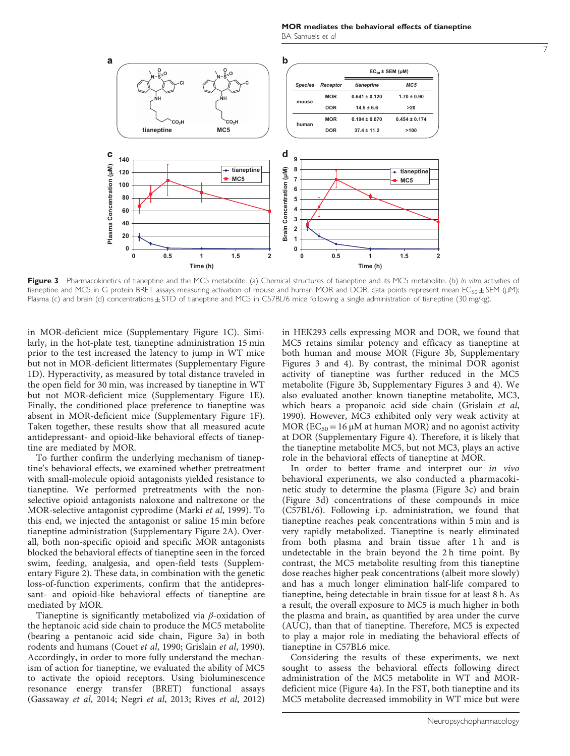| Species | Receptor | $EC_{50}$ ± SEM (μM) tianeptine | MC5 |
|---|---|---|---|
| mouse | MOR | 0.641 ± 0.120 | 1.70 ± 0.90 |
| | DOR | 14.5 ± 6.6 | >20 |
| human | MOR | 0.194 ± 0.070 | 0.454 ± 0.174 |
| | DOR | 37.4 ± 11.2 | >100 |

**Figure 3** Pharmacokinetics of tianeptine and the MC5 metabolite. (a) Chemical structures of tianeptine and its MC5 metabolite. (b) *In vitro* activities of tianeptine and MC5 in G protein BRET assays measuring activation of mouse and human MOR and DOR, data points represent mean $EC_{50}$ ± SEM (μM); Plasma (c) and brain (d) concentrations ± STD of tianeptine and MC5 in C57BL/6 mice following a single administration of tianeptine (30 mg/kg).

in MOR-deficient mice (Supplementary Figure 1C). Similarly, in the hot-plate test, tianeptine administration 15 min prior to the test increased the latency to jump in WT mice but not in MOR-deficient littermates (Supplementary Figure 1D). Hyperactivity, as measured by total distance traveled in the open field for 30 min, was increased by tianeptine in WT but not MOR-deficient mice (Supplementary Figure 1E). Finally, the conditioned place preference to tianeptine was absent in MOR-deficient mice (Supplementary Figure 1F). Taken together, these results show that all measured acute antidepressant- and opioid-like behavioral effects of tianeptine are mediated by MOR.

To further confirm the underlying mechanism of tianeptine's behavioral effects, we examined whether pretreatment with small-molecule opioid antagonists yielded resistance to tianeptine. We performed pretreatments with the non-selective opioid antagonists naloxone and naltrexone or the MOR-selective antagonist cyprodime (Marki *et al*, 1999). To this end, we injected the antagonist or saline 15 min before tianeptine administration (Supplementary Figure 2A). Overall, both non-specific opioid and specific MOR antagonists blocked the behavioral effects of tianeptine seen in the forced swim, feeding, analgesia, and open-field tests (Supplementary Figure 2). These data, in combination with the genetic loss-of-function experiments, confirm that the antidepressant- and opioid-like behavioral effects of tianeptine are mediated by MOR.

Tianeptine is significantly metabolized via $\beta$-oxidation of the heptanoic acid side chain to produce the MC5 metabolite (bearing a pentanoic acid side chain, Figure 3a) in both rodents and humans (Couet *et al*, 1990; Grislain *et al*, 1990). Accordingly, in order to more fully understand the mechanism of action for tianeptine, we evaluated the ability of MC5 to activate the opioid receptors. Using bioluminescence resonance energy transfer (BRET) functional assays (Gassaway *et al*, 2014; Negri *et al*, 2013; Rives *et al*, 2012) in HEK293 cells expressing MOR and DOR, we found that MC5 retains similar potency and efficacy as tianeptine at both human and mouse MOR (Figure 3b, Supplementary Figures 3 and 4). By contrast, the minimal DOR agonist activity of tianeptine was further reduced in the MC5 metabolite (Figure 3b, Supplementary Figures 3 and 4). We also evaluated another known tianeptine metabolite, MC3, which bears a propanoic acid side chain (Grislain *et al*, 1990). However, MC3 exhibited only very weak activity at MOR ($EC_{50}$ = 16 μM at human MOR) and no agonist activity at DOR (Supplementary Figure 4). Therefore, it is likely that the tianeptine metabolite MC5, but not MC3, plays an active role in the behavioral effects of tianeptine at MOR.

In order to better frame and interpret our *in vivo* behavioral experiments, we also conducted a pharmacokinetic study to determine the plasma (Figure 3c) and brain (Figure 3d) concentrations of these compounds in mice (C57BL/6). Following i.p. administration, we found that tianeptine reaches peak concentrations within 5 min and is very rapidly metabolized. Tianeptine is nearly eliminated from both plasma and brain tissue after 1 h and is undetectable in the brain beyond the 2 h time point. By contrast, the MC5 metabolite resulting from this tianeptine dose reaches higher peak concentrations (albeit more slowly) and has a much longer elimination half-life compared to tianeptine, being detectable in brain tissue for at least 8 h. As a result, the overall exposure to MC5 is much higher in both the plasma and brain, as quantified by area under the curve (AUC), than that of tianeptine. Therefore, MC5 is expected to play a major role in mediating the behavioral effects of tianeptine in C57BL6 mice.

Considering the results of these experiments, we next sought to assess the behavioral effects following direct administration of the MC5 metabolite in WT and MOR-deficient mice (Figure 4a). In the FST, both tianeptine and its MC5 metabolite decreased immobility in WT mice but were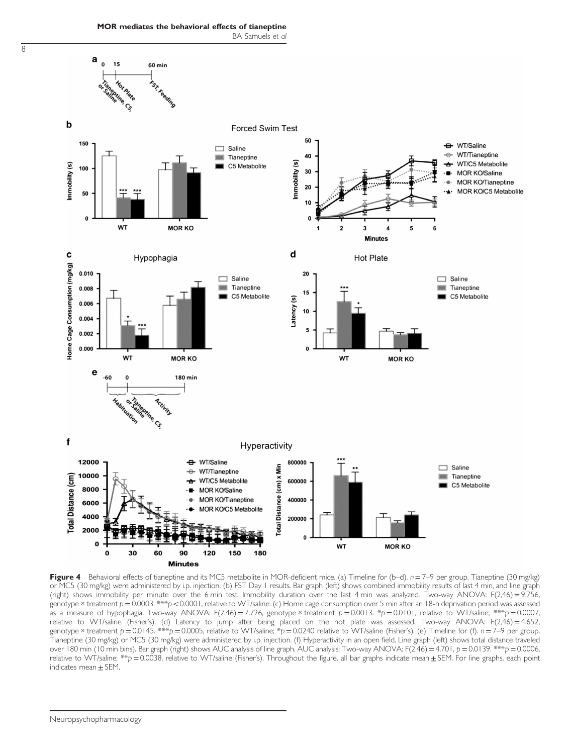**Figure 4** Behavioral effects of tianeptine and its MC5 metabolite in MOR-deficient mice. (a) Timeline for (b–d). $n = 7$–$9$ per group. Tianeptine (30 mg/kg) or MC5 (30 mg/kg) were administered by i.p. injection. (b) FST Day 1 results. Bar graph (left) shows combined immobility results of last 4 min, and line graph (right) shows immobility per minute over the 6 min test. Immobility duration over the last 4 min was analyzed. Two-way ANOVA: $F(2,46) = 9.756$, genotype × treatment $p = 0.0003$. ***$p < 0.0001$, relative to WT/saline. (c) Home cage consumption over 5 min after an 18-h deprivation period was assessed as a measure of hypophagia. Two-way ANOVA: $F(2,46) = 7.726$, genotype × treatment $p = 0.0013$. *$p = 0.0101$, relative to WT/saline; ***$p = 0.0007$, relative to WT/saline (Fisher's). (d) Latency to jump after being placed on the hot plate was assessed. Two-way ANOVA: $F(2,46) = 4.652$, genotype × treatment $p = 0.0145$. ***$p = 0.0005$, relative to WT/saline; *$p = 0.0240$ relative to WT/saline (Fisher's). (e) Timeline for (f). $n = 7$–$9$ per group. Tianeptine (30 mg/kg) or MC5 (30 mg/kg) were administered by i.p. injection. (f) Hyperactivity in an open field. Line graph (left) shows total distance traveled over 180 min (10 min bins). Bar graph (right) shows AUC analysis of line graph. AUC analysis: Two-way ANOVA: $F(2,46) = 4.701$, $p = 0.0139$. ***$p = 0.0006$, relative to WT/saline; **$p = 0.0038$, relative to WT/saline (Fisher's). Throughout the figure, all bar graphs indicate mean ± SEM. For line graphs, each point indicates mean ± SEM.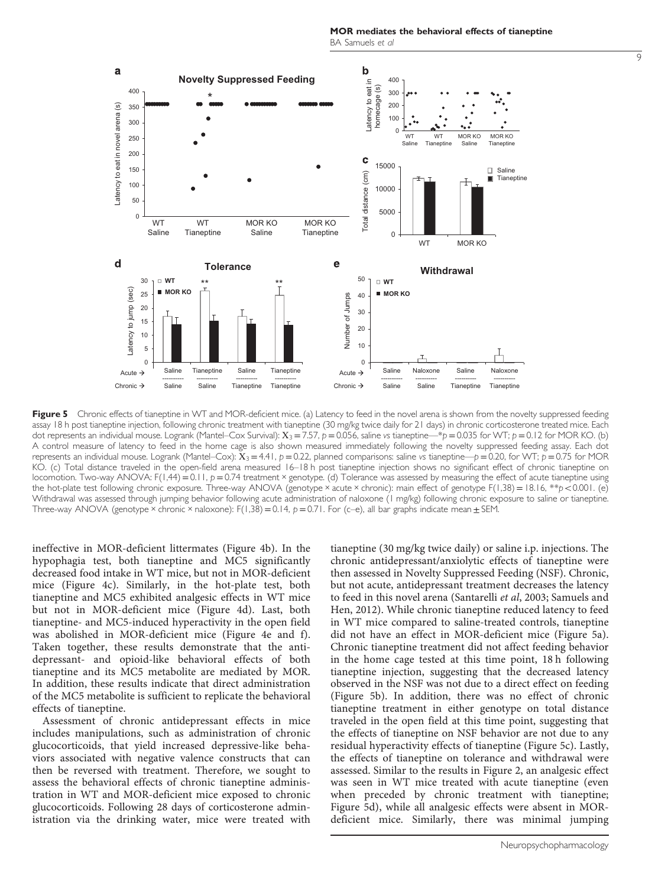**Figure 5** Chronic effects of tianeptine in WT and MOR-deficient mice. (a) Latency to feed in the novel arena is shown from the novelty suppressed feeding assay 18 h post tianeptine injection, following chronic treatment with tianeptine (30 mg/kg twice daily for 21 days) in chronic corticosterone treated mice. Each dot represents an individual mouse. Logrank (Mantel–Cox Survival): $X_3 = 7.57$, $p = 0.056$, saline vs tianeptine—\*$p = 0.035$ for WT; $p = 0.12$ for MOR KO. (b) A control measure of latency to feed in the home cage is also shown measured immediately following the novelty suppressed feeding assay. Each dot represents an individual mouse. Logrank (Mantel–Cox): $X_3 = 4.41$, $p = 0.22$, planned comparisons: saline vs tianeptine—$p = 0.20$, for WT; $p = 0.75$ for MOR KO. (c) Total distance traveled in the open-field arena measured 16–18 h post tianeptine injection shows no significant effect of chronic tianeptine on locomotion. Two-way ANOVA: $F(1,44) = 0.11$, $p = 0.74$ treatment × genotype. (d) Tolerance was assessed by measuring the effect of acute tianeptine using the hot-plate test following chronic exposure. Three-way ANOVA (genotype × acute × chronic): main effect of genotype $F(1,38) = 18.16$, \*\*$p < 0.001$. (e) Withdrawal was assessed through jumping behavior following acute administration of naloxone (1 mg/kg) following chronic exposure to saline or tianeptine. Three-way ANOVA (genotype × chronic × naloxone): $F(1,38) = 0.14$, $p = 0.71$. For (c–e), all bar graphs indicate mean ± SEM.

ineffective in MOR-deficient littermates (Figure 4b). In the hypophagia test, both tianeptine and MC5 significantly decreased food intake in WT mice, but not in MOR-deficient mice (Figure 4c). Similarly, in the hot-plate test, both tianeptine and MC5 exhibited analgesic effects in WT mice but not in MOR-deficient mice (Figure 4d). Last, both tianeptine- and MC5-induced hyperactivity in the open field was abolished in MOR-deficient mice (Figure 4e and f). Taken together, these results demonstrate that the antidepressant- and opioid-like behavioral effects of both tianeptine and its MC5 metabolite are mediated by MOR. In addition, these results indicate that direct administration of the MC5 metabolite is sufficient to replicate the behavioral effects of tianeptine.

Assessment of chronic antidepressant effects in mice includes manipulations, such as administration of chronic glucocorticoids, that yield increased depressive-like behaviors associated with negative valence constructs that can then be reversed with treatment. Therefore, we sought to assess the behavioral effects of chronic tianeptine administration in WT and MOR-deficient mice exposed to chronic glucocorticoids. Following 28 days of corticosterone administration via the drinking water, mice were treated with tianeptine (30 mg/kg twice daily) or saline i.p. injections. The chronic antidepressant/anxiolytic effects of tianeptine were then assessed in Novelty Suppressed Feeding (NSF). Chronic, but not acute, antidepressant treatment decreases the latency to feed in this novel arena (Santarelli *et al*, 2003; Samuels and Hen, 2012). While chronic tianeptine reduced latency to feed in WT mice compared to saline-treated controls, tianeptine did not have an effect in MOR-deficient mice (Figure 5a). Chronic tianeptine treatment did not affect feeding behavior in the home cage tested at this time point, 18 h following tianeptine injection, suggesting that the decreased latency observed in the NSF was not due to a direct effect on feeding (Figure 5b). In addition, there was no effect of chronic tianeptine treatment in either genotype on total distance traveled in the open field at this time point, suggesting that the effects of tianeptine on NSF behavior are not due to any residual hyperactivity effects of tianeptine (Figure 5c). Lastly, the effects of tianeptine on tolerance and withdrawal were assessed. Similar to the results in Figure 2, an analgesic effect was seen in WT mice treated with acute tianeptine (even when preceded by chronic treatment with tianeptine; Figure 5d), while all analgesic effects were absent in MOR-deficient mice. Similarly, there was minimal jumping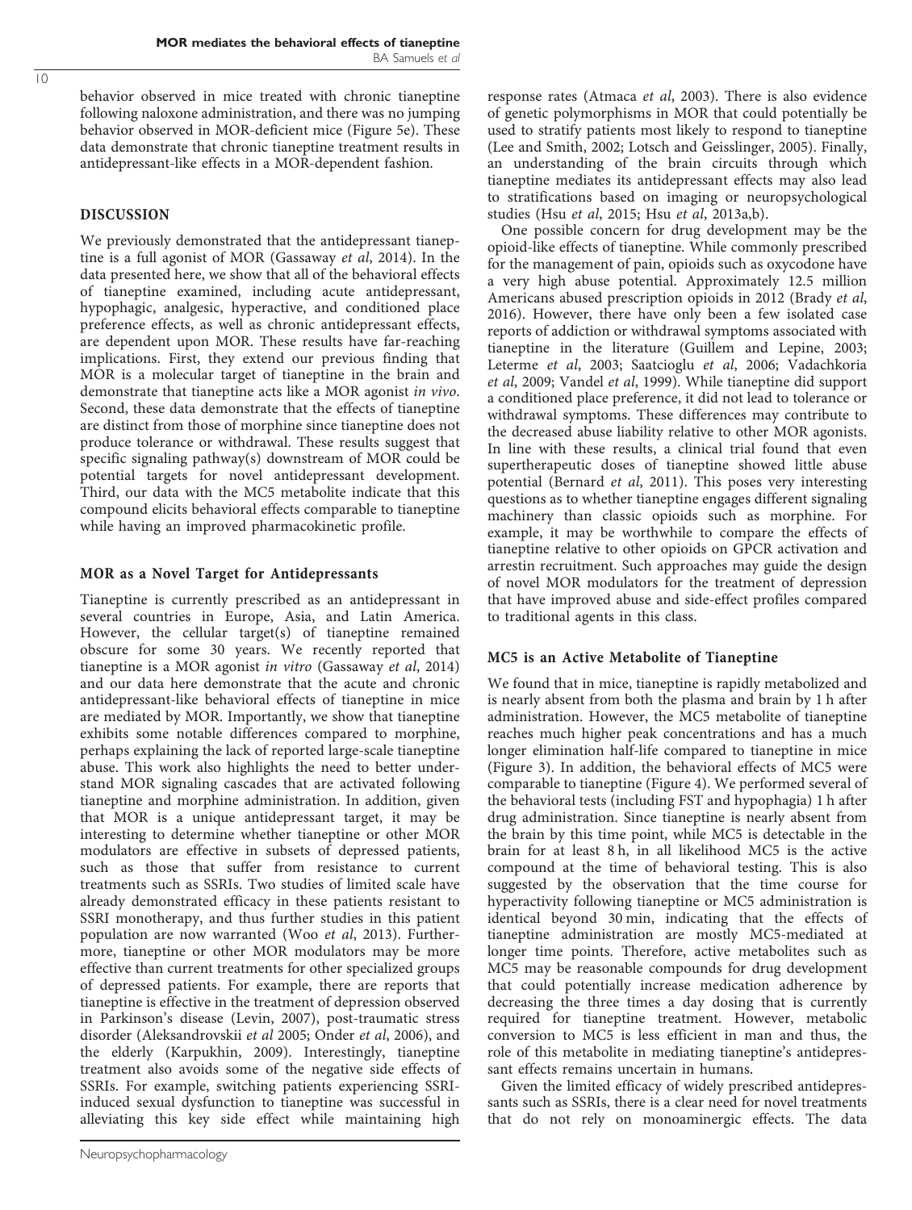behavior observed in mice treated with chronic tianeptine following naloxone administration, and there was no jumping behavior observed in MOR-deficient mice (Figure 5e). These data demonstrate that chronic tianeptine treatment results in antidepressant-like effects in a MOR-dependent fashion.

## DISCUSSION

We previously demonstrated that the antidepressant tianeptine is a full agonist of MOR (Gassaway *et al*, 2014). In the data presented here, we show that all of the behavioral effects of tianeptine examined, including acute antidepressant, hypophagic, analgesic, hyperactive, and conditioned place preference effects, as well as chronic antidepressant effects, are dependent upon MOR. These results have far-reaching implications. First, they extend our previous finding that MOR is a molecular target of tianeptine in the brain and demonstrate that tianeptine acts like a MOR agonist *in vivo*. Second, these data demonstrate that the effects of tianeptine are distinct from those of morphine since tianeptine does not produce tolerance or withdrawal. These results suggest that specific signaling pathway(s) downstream of MOR could be potential targets for novel antidepressant development. Third, our data with the MC5 metabolite indicate that this compound elicits behavioral effects comparable to tianeptine while having an improved pharmacokinetic profile.

### MOR as a Novel Target for Antidepressants

Tianeptine is currently prescribed as an antidepressant in several countries in Europe, Asia, and Latin America. However, the cellular target(s) of tianeptine remained obscure for some 30 years. We recently reported that tianeptine is a MOR agonist *in vitro* (Gassaway *et al*, 2014) and our data here demonstrate that the acute and chronic antidepressant-like behavioral effects of tianeptine in mice are mediated by MOR. Importantly, we show that tianeptine exhibits some notable differences compared to morphine, perhaps explaining the lack of reported large-scale tianeptine abuse. This work also highlights the need to better understand MOR signaling cascades that are activated following tianeptine and morphine administration. In addition, given that MOR is a unique antidepressant target, it may be interesting to determine whether tianeptine or other MOR modulators are effective in subsets of depressed patients, such as those that suffer from resistance to current treatments such as SSRIs. Two studies of limited scale have already demonstrated efficacy in these patients resistant to SSRI monotherapy, and thus further studies in this patient population are now warranted (Woo *et al*, 2013). Furthermore, tianeptine or other MOR modulators may be more effective than current treatments for other specialized groups of depressed patients. For example, there are reports that tianeptine is effective in the treatment of depression observed in Parkinson's disease (Levin, 2007), post-traumatic stress disorder (Aleksandrovskii *et al* 2005; Onder *et al*, 2006), and the elderly (Karpukhin, 2009). Interestingly, tianeptine treatment also avoids some of the negative side effects of SSRIs. For example, switching patients experiencing SSRI-induced sexual dysfunction to tianeptine was successful in alleviating this key side effect while maintaining high response rates (Atmaca *et al*, 2003). There is also evidence of genetic polymorphisms in MOR that could potentially be used to stratify patients most likely to respond to tianeptine (Lee and Smith, 2002; Lotsch and Geisslinger, 2005). Finally, an understanding of the brain circuits through which tianeptine mediates its antidepressant effects may also lead to stratifications based on imaging or neuropsychological studies (Hsu *et al*, 2015; Hsu *et al*, 2013a,b).

One possible concern for drug development may be the opioid-like effects of tianeptine. While commonly prescribed for the management of pain, opioids such as oxycodone have a very high abuse potential. Approximately 12.5 million Americans abused prescription opioids in 2012 (Brady *et al*, 2016). However, there have only been a few isolated case reports of addiction or withdrawal symptoms associated with tianeptine in the literature (Guillem and Lepine, 2003; Leterme *et al*, 2003; Saatcioglu *et al*, 2006; Vadachkoria *et al*, 2009; Vandel *et al*, 1999). While tianeptine did support a conditioned place preference, it did not lead to tolerance or withdrawal symptoms. These differences may contribute to the decreased abuse liability relative to other MOR agonists. In line with these results, a clinical trial found that even supertherapeutic doses of tianeptine showed little abuse potential (Bernard *et al*, 2011). This poses very interesting questions as to whether tianeptine engages different signaling machinery than classic opioids such as morphine. For example, it may be worthwhile to compare the effects of tianeptine relative to other opioids on GPCR activation and arrestin recruitment. Such approaches may guide the design of novel MOR modulators for the treatment of depression that have improved abuse and side-effect profiles compared to traditional agents in this class.

### MC5 is an Active Metabolite of Tianeptine

We found that in mice, tianeptine is rapidly metabolized and is nearly absent from both the plasma and brain by 1 h after administration. However, the MC5 metabolite of tianeptine reaches much higher peak concentrations and has a much longer elimination half-life compared to tianeptine in mice (Figure 3). In addition, the behavioral effects of MC5 were comparable to tianeptine (Figure 4). We performed several of the behavioral tests (including FST and hypophagia) 1 h after drug administration. Since tianeptine is nearly absent from the brain by this time point, while MC5 is detectable in the brain for at least 8 h, in all likelihood MC5 is the active compound at the time of behavioral testing. This is also suggested by the observation that the time course for hyperactivity following tianeptine or MC5 administration is identical beyond 30 min, indicating that the effects of tianeptine administration are mostly MC5-mediated at longer time points. Therefore, active metabolites such as MC5 may be reasonable compounds for drug development that could potentially increase medication adherence by decreasing the three times a day dosing that is currently required for tianeptine treatment. However, metabolic conversion to MC5 is less efficient in man and thus, the role of this metabolite in mediating tianeptine's antidepressant effects remains uncertain in humans.

Given the limited efficacy of widely prescribed antidepressants such as SSRIs, there is a clear need for novel treatments that do not rely on monoaminergic effects. The data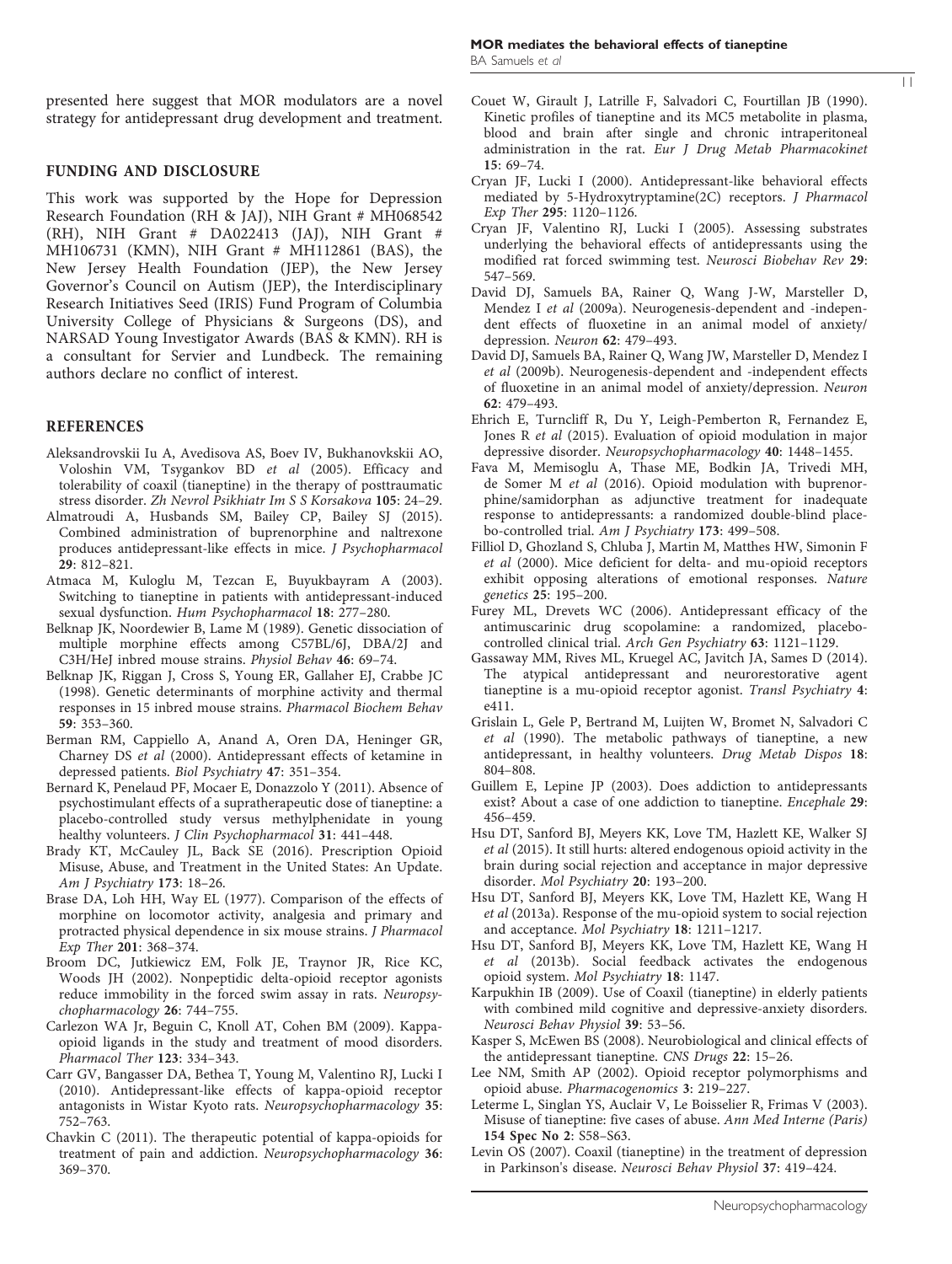presented here suggest that MOR modulators are a novel strategy for antidepressant drug development and treatment.

## FUNDING AND DISCLOSURE

This work was supported by the Hope for Depression Research Foundation (RH & JAJ), NIH Grant # MH068542 (RH), NIH Grant # DA022413 (JAJ), NIH Grant # MH106731 (KMN), NIH Grant # MH112861 (BAS), the New Jersey Health Foundation (JEP), the New Jersey Governor's Council on Autism (JEP), the Interdisciplinary Research Initiatives Seed (IRIS) Fund Program of Columbia University College of Physicians & Surgeons (DS), and NARSAD Young Investigator Awards (BAS & KMN). RH is a consultant for Servier and Lundbeck. The remaining authors declare no conflict of interest.

## REFERENCES

Aleksandrovskii Iu A, Avedisova AS, Boev IV, Bukhanovkskii AO, Voloshin VM, Tsygankov BD *et al* (2005). Efficacy and tolerability of coaxil (tianeptine) in the therapy of posttraumatic stress disorder. *Zh Nevrol Psikhiatr Im S S Korsakova* **105**: 24–29.

Almatroudi A, Husbands SM, Bailey CP, Bailey SJ (2015). Combined administration of buprenorphine and naltrexone produces antidepressant-like effects in mice. *J Psychopharmacol* **29**: 812–821.

Atmaca M, Kuloglu M, Tezcan E, Buyukbayram A (2003). Switching to tianeptine in patients with antidepressant-induced sexual dysfunction. *Hum Psychopharmacol* **18**: 277–280.

Belknap JK, Noordewier B, Lame M (1989). Genetic dissociation of multiple morphine effects among C57BL/6J, DBA/2J and C3H/HeJ inbred mouse strains. *Physiol Behav* **46**: 69–74.

Belknap JK, Riggan J, Cross S, Young ER, Gallaher EJ, Crabbe JC (1998). Genetic determinants of morphine activity and thermal responses in 15 inbred mouse strains. *Pharmacol Biochem Behav* **59**: 353–360.

Berman RM, Cappiello A, Anand A, Oren DA, Heninger GR, Charney DS *et al* (2000). Antidepressant effects of ketamine in depressed patients. *Biol Psychiatry* **47**: 351–354.

Bernard K, Penelaud PF, Mocaer E, Donazzolo Y (2011). Absence of psychostimulant effects of a supratherapeutic dose of tianeptine: a placebo-controlled study versus methylphenidate in young healthy volunteers. *J Clin Psychopharmacol* **31**: 441–448.

Brady KT, McCauley JL, Back SE (2016). Prescription Opioid Misuse, Abuse, and Treatment in the United States: An Update. *Am J Psychiatry* **173**: 18–26.

Brase DA, Loh HH, Way EL (1977). Comparison of the effects of morphine on locomotor activity, analgesia and primary and protracted physical dependence in six mouse strains. *J Pharmacol Exp Ther* **201**: 368–374.

Broom DC, Jutkiewicz EM, Folk JE, Traynor JR, Rice KC, Woods JH (2002). Nonpeptidic delta-opioid receptor agonists reduce immobility in the forced swim assay in rats. *Neuropsychopharmacology* **26**: 744–755.

Carlezon WA Jr, Beguin C, Knoll AT, Cohen BM (2009). Kappa-opioid ligands in the study and treatment of mood disorders. *Pharmacol Ther* **123**: 334–343.

Carr GV, Bangasser DA, Bethea T, Young M, Valentino RJ, Lucki I (2010). Antidepressant-like effects of kappa-opioid receptor antagonists in Wistar Kyoto rats. *Neuropsychopharmacology* **35**: 752–763.

Chavkin C (2011). The therapeutic potential of kappa-opioids for treatment of pain and addiction. *Neuropsychopharmacology* **36**: 369–370.

Couet W, Girault J, Latrille F, Salvadori C, Fourtillan JB (1990). Kinetic profiles of tianeptine and its MC5 metabolite in plasma, blood and brain after single and chronic intraperitoneal administration in the rat. *Eur J Drug Metab Pharmacokinet* **15**: 69–74.

Cryan JF, Lucki I (2000). Antidepressant-like behavioral effects mediated by 5-Hydroxytryptamine(2C) receptors. *J Pharmacol Exp Ther* **295**: 1120–1126.

Cryan JF, Valentino RJ, Lucki I (2005). Assessing substrates underlying the behavioral effects of antidepressants using the modified rat forced swimming test. *Neurosci Biobehav Rev* **29**: 547–569.

David DJ, Samuels BA, Rainer Q, Wang J-W, Marsteller D, Mendez I *et al* (2009a). Neurogenesis-dependent and -independent effects of fluoxetine in an animal model of anxiety/depression. *Neuron* **62**: 479–493.

David DJ, Samuels BA, Rainer Q, Wang JW, Marsteller D, Mendez I *et al* (2009b). Neurogenesis-dependent and -independent effects of fluoxetine in an animal model of anxiety/depression. *Neuron* **62**: 479–493.

Ehrich E, Turncliff R, Du Y, Leigh-Pemberton R, Fernandez E, Jones R *et al* (2015). Evaluation of opioid modulation in major depressive disorder. *Neuropsychopharmacology* **40**: 1448–1455.

Fava M, Memisoglu A, Thase ME, Bodkin JA, Trivedi MH, de Somer M *et al* (2016). Opioid modulation with buprenorphine/samidorphan as adjunctive treatment for inadequate response to antidepressants: a randomized double-blind placebo-controlled trial. *Am J Psychiatry* **173**: 499–508.

Filliol D, Ghozland S, Chluba J, Martin M, Matthes HW, Simonin F *et al* (2000). Mice deficient for delta- and mu-opioid receptors exhibit opposing alterations of emotional responses. *Nature genetics* **25**: 195–200.

Furey ML, Drevets WC (2006). Antidepressant efficacy of the antimuscarinic drug scopolamine: a randomized, placebo-controlled clinical trial. *Arch Gen Psychiatry* **63**: 1121–1129.

Gassaway MM, Rives ML, Kruegel AC, Javitch JA, Sames D (2014). The atypical antidepressant and neurorestorative agent tianeptine is a mu-opioid receptor agonist. *Transl Psychiatry* **4**: e411.

Grislain L, Gele P, Bertrand M, Luijten W, Bromet N, Salvadori C *et al* (1990). The metabolic pathways of tianeptine, a new antidepressant, in healthy volunteers. *Drug Metab Dispos* **18**: 804–808.

Guillem E, Lepine JP (2003). Does addiction to antidepressants exist? About a case of one addiction to tianeptine. *Encephale* **29**: 456–459.

Hsu DT, Sanford BJ, Meyers KK, Love TM, Hazlett KE, Walker SJ *et al* (2015). It still hurts: altered endogenous opioid activity in the brain during social rejection and acceptance in major depressive disorder. *Mol Psychiatry* **20**: 193–200.

Hsu DT, Sanford BJ, Meyers KK, Love TM, Hazlett KE, Wang H *et al* (2013a). Response of the mu-opioid system to social rejection and acceptance. *Mol Psychiatry* **18**: 1211–1217.

Hsu DT, Sanford BJ, Meyers KK, Love TM, Hazlett KE, Wang H *et al* (2013b). Social feedback activates the endogenous opioid system. *Mol Psychiatry* **18**: 1147.

Karpukhin IB (2009). Use of Coaxil (tianeptine) in elderly patients with combined mild cognitive and depressive-anxiety disorders. *Neurosci Behav Physiol* **39**: 53–56.

Kasper S, McEwen BS (2008). Neurobiological and clinical effects of the antidepressant tianeptine. *CNS Drugs* **22**: 15–26.

Lee NM, Smith AP (2002). Opioid receptor polymorphisms and opioid abuse. *Pharmacogenomics* **3**: 219–227.

Leterme L, Singlan YS, Auclair V, Le Boisselier R, Frimas V (2003). Misuse of tianeptine: five cases of abuse. *Ann Med Interne (Paris)* **154 Spec No 2**: S58–S63.

Levin OS (2007). Coaxil (tianeptine) in the treatment of depression in Parkinson's disease. *Neurosci Behav Physiol* **37**: 419–424.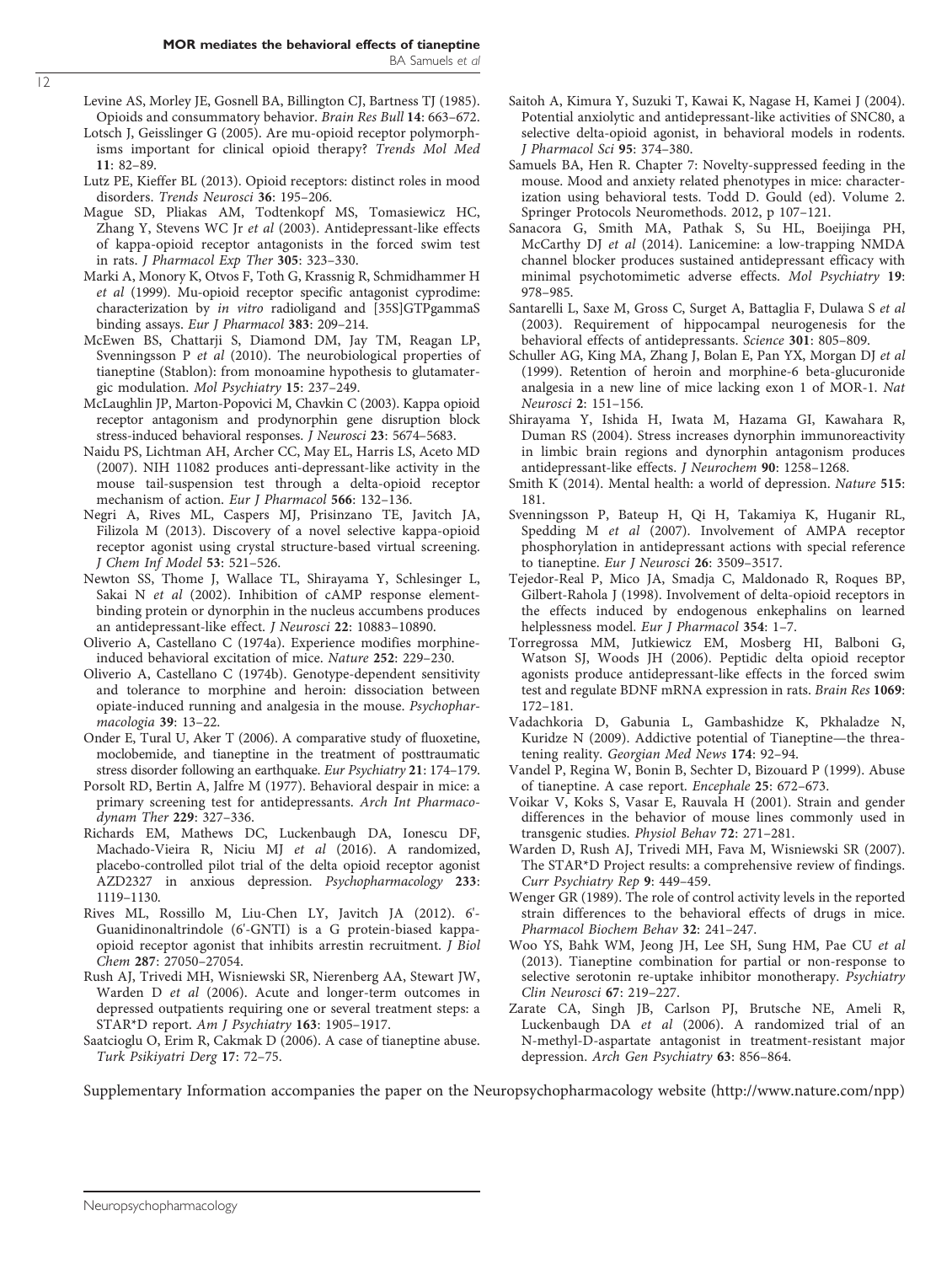Levine AS, Morley JE, Gosnell BA, Billington CJ, Bartness TJ (1985). Opioids and consummatory behavior. *Brain Res Bull* **14**: 663–672.

Lotsch J, Geisslinger G (2005). Are mu-opioid receptor polymorphisms important for clinical opioid therapy? *Trends Mol Med* **11**: 82–89.

Lutz PE, Kieffer BL (2013). Opioid receptors: distinct roles in mood disorders. *Trends Neurosci* **36**: 195–206.

Mague SD, Pliakas AM, Todtenkopf MS, Tomasiewicz HC, Zhang Y, Stevens WC Jr *et al* (2003). Antidepressant-like effects of kappa-opioid receptor antagonists in the forced swim test in rats. *J Pharmacol Exp Ther* **305**: 323–330.

Marki A, Monory K, Otvos F, Toth G, Krassnig R, Schmidhammer H *et al* (1999). Mu-opioid receptor specific antagonist cyprodime: characterization by *in vitro* radioligand and [35S]GTPgammaS binding assays. *Eur J Pharmacol* **383**: 209–214.

McEwen BS, Chattarji S, Diamond DM, Jay TM, Reagan LP, Svenningsson P *et al* (2010). The neurobiological properties of tianeptine (Stablon): from monoamine hypothesis to glutamatergic modulation. *Mol Psychiatry* **15**: 237–249.

McLaughlin JP, Marton-Popovici M, Chavkin C (2003). Kappa opioid receptor antagonism and prodynorphin gene disruption block stress-induced behavioral responses. *J Neurosci* **23**: 5674–5683.

Naidu PS, Lichtman AH, Archer CC, May EL, Harris LS, Aceto MD (2007). NIH 11082 produces anti-depressant-like activity in the mouse tail-suspension test through a delta-opioid receptor mechanism of action. *Eur J Pharmacol* **566**: 132–136.

Negri A, Rives ML, Caspers MJ, Prisinzano TE, Javitch JA, Filizola M (2013). Discovery of a novel selective kappa-opioid receptor agonist using crystal structure-based virtual screening. *J Chem Inf Model* **53**: 521–526.

Newton SS, Thome J, Wallace TL, Shirayama Y, Schlesinger L, Sakai N *et al* (2002). Inhibition of cAMP response element-binding protein or dynorphin in the nucleus accumbens produces an antidepressant-like effect. *J Neurosci* **22**: 10883–10890.

Oliverio A, Castellano C (1974a). Experience modifies morphine-induced behavioral excitation of mice. *Nature* **252**: 229–230.

Oliverio A, Castellano C (1974b). Genotype-dependent sensitivity and tolerance to morphine and heroin: dissociation between opiate-induced running and analgesia in the mouse. *Psychopharmacologia* **39**: 13–22.

Onder E, Tural U, Aker T (2006). A comparative study of fluoxetine, moclobemide, and tianeptine in the treatment of posttraumatic stress disorder following an earthquake. *Eur Psychiatry* **21**: 174–179.

Porsolt RD, Bertin A, Jalfre M (1977). Behavioral despair in mice: a primary screening test for antidepressants. *Arch Int Pharmacodynam Ther* **229**: 327–336.

Richards EM, Mathews DC, Luckenbaugh DA, Ionescu DF, Machado-Vieira R, Niciu MJ *et al* (2016). A randomized, placebo-controlled pilot trial of the delta opioid receptor agonist AZD2327 in anxious depression. *Psychopharmacology* **233**: 1119–1130.

Rives ML, Rossillo M, Liu-Chen LY, Javitch JA (2012). 6'-Guanidinonaltrindole (6'-GNTI) is a G protein-biased kappa-opioid receptor agonist that inhibits arrestin recruitment. *J Biol Chem* **287**: 27050–27054.

Rush AJ, Trivedi MH, Wisniewski SR, Nierenberg AA, Stewart JW, Warden D *et al* (2006). Acute and longer-term outcomes in depressed outpatients requiring one or several treatment steps: a STAR*D report. *Am J Psychiatry* **163**: 1905–1917.

Saatcioglu O, Erim R, Cakmak D (2006). A case of tianeptine abuse. *Turk Psikiyatri Derg* **17**: 72–75.

Saitoh A, Kimura Y, Suzuki T, Kawai K, Nagase H, Kamei J (2004). Potential anxiolytic and antidepressant-like activities of SNC80, a selective delta-opioid agonist, in behavioral models in rodents. *J Pharmacol Sci* **95**: 374–380.

Samuels BA, Hen R. Chapter 7: Novelty-suppressed feeding in the mouse. Mood and anxiety related phenotypes in mice: characterization using behavioral tests. Todd D. Gould (ed). Volume 2. Springer Protocols Neuromethods. 2012, p 107–121.

Sanacora G, Smith MA, Pathak S, Su HL, Boeijinga PH, McCarthy DJ *et al* (2014). Lanicemine: a low-trapping NMDA channel blocker produces sustained antidepressant efficacy with minimal psychotomimetic adverse effects. *Mol Psychiatry* **19**: 978–985.

Santarelli L, Saxe M, Gross C, Surget A, Battaglia F, Dulawa S *et al* (2003). Requirement of hippocampal neurogenesis for the behavioral effects of antidepressants. *Science* **301**: 805–809.

Schuller AG, King MA, Zhang J, Bolan E, Pan YX, Morgan DJ *et al* (1999). Retention of heroin and morphine-6 beta-glucuronide analgesia in a new line of mice lacking exon 1 of MOR-1. *Nat Neurosci* **2**: 151–156.

Shirayama Y, Ishida H, Iwata M, Hazama GI, Kawahara R, Duman RS (2004). Stress increases dynorphin immunoreactivity in limbic brain regions and dynorphin antagonism produces antidepressant-like effects. *J Neurochem* **90**: 1258–1268.

Smith K (2014). Mental health: a world of depression. *Nature* **515**: 181.

Svenningsson P, Bateup H, Qi H, Takamiya K, Huganir RL, Spedding M *et al* (2007). Involvement of AMPA receptor phosphorylation in antidepressant actions with special reference to tianeptine. *Eur J Neurosci* **26**: 3509–3517.

Tejedor-Real P, Mico JA, Smadja C, Maldonado R, Roques BP, Gilbert-Rahola J (1998). Involvement of delta-opioid receptors in the effects induced by endogenous enkephalins on learned helplessness model. *Eur J Pharmacol* **354**: 1–7.

Torregrossa MM, Jutkiewicz EM, Mosberg HI, Balboni G, Watson SJ, Woods JH (2006). Peptidic delta opioid receptor agonists produce antidepressant-like effects in the forced swim test and regulate BDNF mRNA expression in rats. *Brain Res* **1069**: 172–181.

Vadachkoria D, Gabunia L, Gambashidze K, Pkhaladze N, Kuridze N (2009). Addictive potential of Tianeptine—the threatening reality. *Georgian Med News* **174**: 92–94.

Vandel P, Regina W, Bonin B, Sechter D, Bizouard P (1999). Abuse of tianeptine. A case report. *Encephale* **25**: 672–673.

Voikar V, Koks S, Vasar E, Rauvala H (2001). Strain and gender differences in the behavior of mouse lines commonly used in transgenic studies. *Physiol Behav* **72**: 271–281.

Warden D, Rush AJ, Trivedi MH, Fava M, Wisniewski SR (2007). The STAR*D Project results: a comprehensive review of findings. *Curr Psychiatry Rep* **9**: 449–459.

Wenger GR (1989). The role of control activity levels in the reported strain differences to the behavioral effects of drugs in mice. *Pharmacol Biochem Behav* **32**: 241–247.

Woo YS, Bahk WM, Jeong JH, Lee SH, Sung HM, Pae CU *et al* (2013). Tianeptine combination for partial or non-response to selective serotonin re-uptake inhibitor monotherapy. *Psychiatry Clin Neurosci* **67**: 219–227.

Zarate CA, Singh JB, Carlson PJ, Brutsche NE, Ameli R, Luckenbaugh DA *et al* (2006). A randomized trial of an N-methyl-D-aspartate antagonist in treatment-resistant major depression. *Arch Gen Psychiatry* **63**: 856–864.

Supplementary Information accompanies the paper on the Neuropsychopharmacology website (http://www.nature.com/npp)